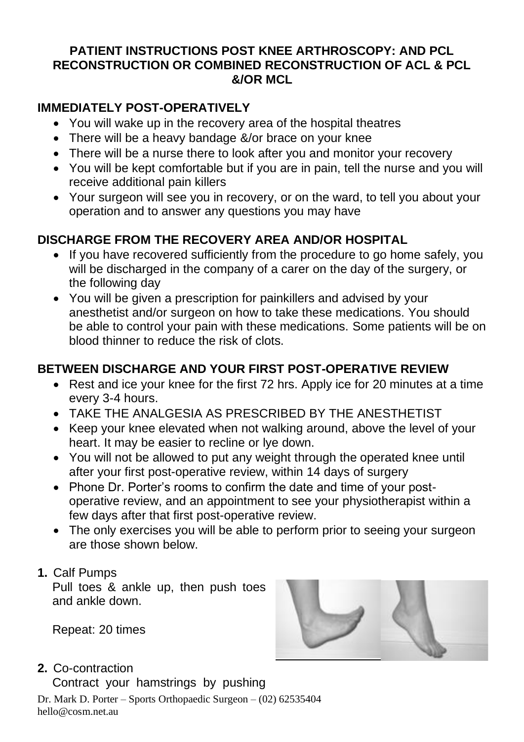# PATIENT INSTRUCTIONS POST KNEE ARTHROSCOPY: AND PCL RECONSTRUCTION OR COMBINED RECONSTRUCTION OF ACL & PCL &/OR MCL

## IMMEDIATELY POST-OPERATIVELY

- You will wake up in the recovery area of the hospital theatres
- There will be a heavy bandage &/or brace on your knee
- There will be a nurse there to look after you and monitor your recovery
- You will be kept comfortable but if you are in pain, tell the nurse and you will receive additional pain killers
- Your surgeon will see you in recovery, or on the ward, to tell you about your operation and to answer any questions you may have

## DISCHARGE FROM THE RECOVERY AREA AND/OR HOSPITAL

- If you have recovered sufficiently from the procedure to go home safely, you will be discharged in the company of a carer on the day of the surgery, or the following day
- You will be given a prescription for painkillers and advised by your anesthetist and/or surgeon on how to take these medications. You should be able to control your pain with these medications. Some patients will be on blood thinner to reduce the risk of clots.

## BETWEEN DISCHARGE AND YOUR FIRST POST-OPERATIVE REVIEW

- Rest and ice your knee for the first 72 hrs. Apply ice for 20 minutes at a time every 3-4 hours.
- TAKE THE ANALGESIA AS PRESCRIBED BY THE ANESTHETIST
- Keep your knee elevated when not walking around, above the level of your heart. It may be easier to recline or lye down.
- You will not be allowed to put any weight through the operated knee until after your first post-operative review, within 14 days of surgery
- Phone Dr. Porter's rooms to confirm the date and time of your post-operative review, and an appointment to see your physiotherapist within a few days after that first post-operative review.
- The only exercises you will be able to perform prior to seeing your surgeon are those shown below.

**1.** Calf Pumps

Pull toes & ankle up, then push toes and ankle down.

Repeat: 20 times

**2.** Co-contraction

Contract your hamstrings by pushing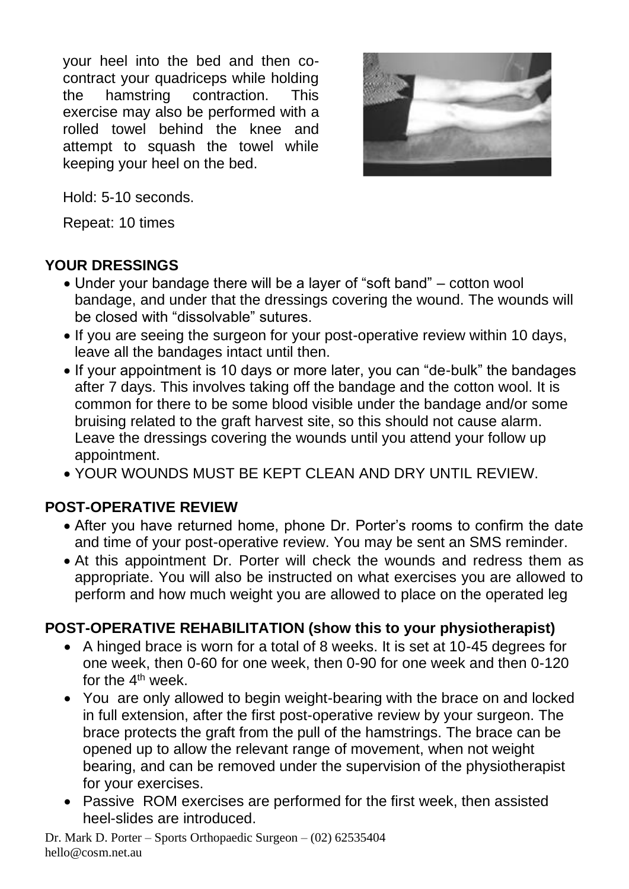your heel into the bed and then co-contract your quadriceps while holding the hamstring contraction. This exercise may also be performed with a rolled towel behind the knee and attempt to squash the towel while keeping your heel on the bed.

Hold: 5-10 seconds.

Repeat: 10 times

## YOUR DRESSINGS

- Under your bandage there will be a layer of "soft band" – cotton wool bandage, and under that the dressings covering the wound. The wounds will be closed with "dissolvable" sutures.
- If you are seeing the surgeon for your post-operative review within 10 days, leave all the bandages intact until then.
- If your appointment is 10 days or more later, you can "de-bulk" the bandages after 7 days. This involves taking off the bandage and the cotton wool. It is common for there to be some blood visible under the bandage and/or some bruising related to the graft harvest site, so this should not cause alarm. Leave the dressings covering the wounds until you attend your follow up appointment.
- YOUR WOUNDS MUST BE KEPT CLEAN AND DRY UNTIL REVIEW.

## POST-OPERATIVE REVIEW

- After you have returned home, phone Dr. Porter's rooms to confirm the date and time of your post-operative review. You may be sent an SMS reminder.
- At this appointment Dr. Porter will check the wounds and redress them as appropriate. You will also be instructed on what exercises you are allowed to perform and how much weight you are allowed to place on the operated leg

## POST-OPERATIVE REHABILITATION (show this to your physiotherapist)

- A hinged brace is worn for a total of 8 weeks. It is set at 10-45 degrees for one week, then 0-60 for one week, then 0-90 for one week and then 0-120 for the 4th week.
- You are only allowed to begin weight-bearing with the brace on and locked in full extension, after the first post-operative review by your surgeon. The brace protects the graft from the pull of the hamstrings. The brace can be opened up to allow the relevant range of movement, when not weight bearing, and can be removed under the supervision of the physiotherapist for your exercises.
- Passive ROM exercises are performed for the first week, then assisted heel-slides are introduced.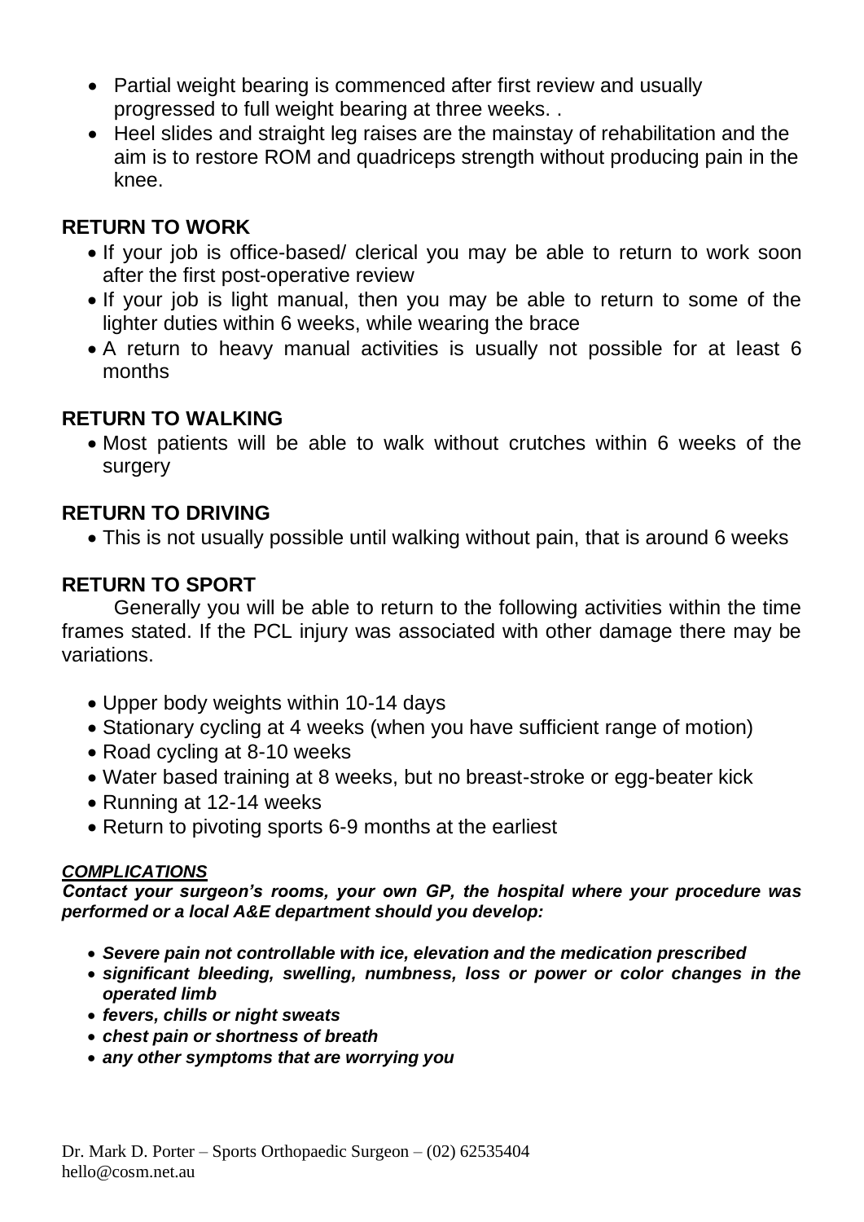- Partial weight bearing is commenced after first review and usually progressed to full weight bearing at three weeks. .
- Heel slides and straight leg raises are the mainstay of rehabilitation and the aim is to restore ROM and quadriceps strength without producing pain in the knee.

## RETURN TO WORK

- If your job is office-based/ clerical you may be able to return to work soon after the first post-operative review
- If your job is light manual, then you may be able to return to some of the lighter duties within 6 weeks, while wearing the brace
- A return to heavy manual activities is usually not possible for at least 6 months

## RETURN TO WALKING

- Most patients will be able to walk without crutches within 6 weeks of the surgery

## RETURN TO DRIVING

- This is not usually possible until walking without pain, that is around 6 weeks

## RETURN TO SPORT

Generally you will be able to return to the following activities within the time frames stated. If the PCL injury was associated with other damage there may be variations.

- Upper body weights within 10-14 days
- Stationary cycling at 4 weeks (when you have sufficient range of motion)
- Road cycling at 8-10 weeks
- Water based training at 8 weeks, but no breast-stroke or egg-beater kick
- Running at 12-14 weeks
- Return to pivoting sports 6-9 months at the earliest

***COMPLICATIONS***

***Contact your surgeon's rooms, your own GP, the hospital where your procedure was performed or a local A&E department should you develop:***

- ***Severe pain not controllable with ice, elevation and the medication prescribed***
- ***significant bleeding, swelling, numbness, loss or power or color changes in the operated limb***
- ***fevers, chills or night sweats***
- ***chest pain or shortness of breath***
- ***any other symptoms that are worrying you***

Dr. Mark D. Porter – Sports Orthopaedic Surgeon – (02) 62535404
hello@cosm.net.au